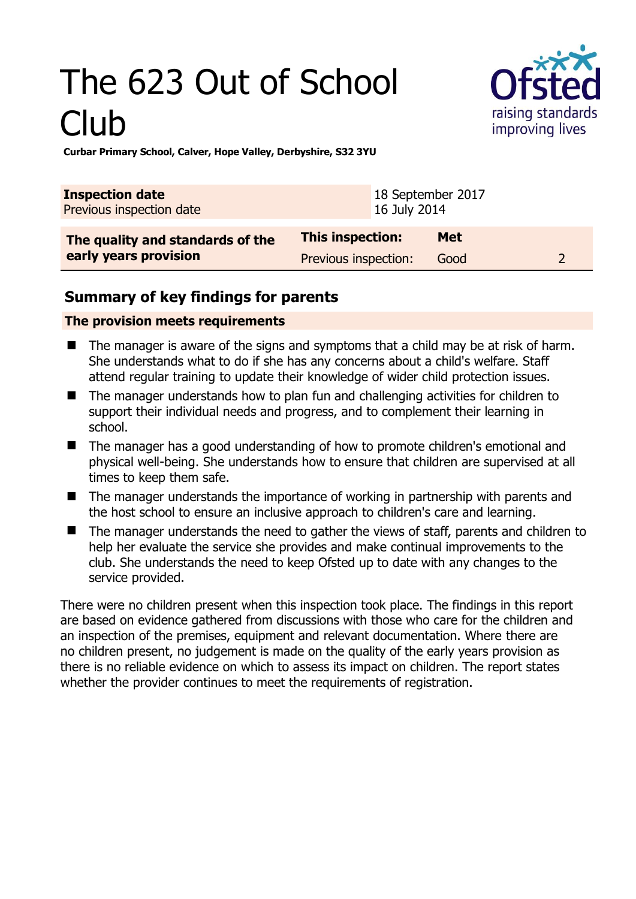# The 623 Out of School Club

**Curbar Primary School, Calver, Hope Valley, Derbyshire, S32 3YU**

| **Inspection date** | 18 September 2017 |
|---|---|
| Previous inspection date | 16 July 2014 |

| **The quality and standards of the early years provision** | **This inspection:** | **Met** | |
|---|---|---|---|
| | Previous inspection: | Good | 2 |

## Summary of key findings for parents

**The provision meets requirements**

- The manager is aware of the signs and symptoms that a child may be at risk of harm. She understands what to do if she has any concerns about a child's welfare. Staff attend regular training to update their knowledge of wider child protection issues.
- The manager understands how to plan fun and challenging activities for children to support their individual needs and progress, and to complement their learning in school.
- The manager has a good understanding of how to promote children's emotional and physical well-being. She understands how to ensure that children are supervised at all times to keep them safe.
- The manager understands the importance of working in partnership with parents and the host school to ensure an inclusive approach to children's care and learning.
- The manager understands the need to gather the views of staff, parents and children to help her evaluate the service she provides and make continual improvements to the club. She understands the need to keep Ofsted up to date with any changes to the service provided.

There were no children present when this inspection took place. The findings in this report are based on evidence gathered from discussions with those who care for the children and an inspection of the premises, equipment and relevant documentation. Where there are no children present, no judgement is made on the quality of the early years provision as there is no reliable evidence on which to assess its impact on children. The report states whether the provider continues to meet the requirements of registration.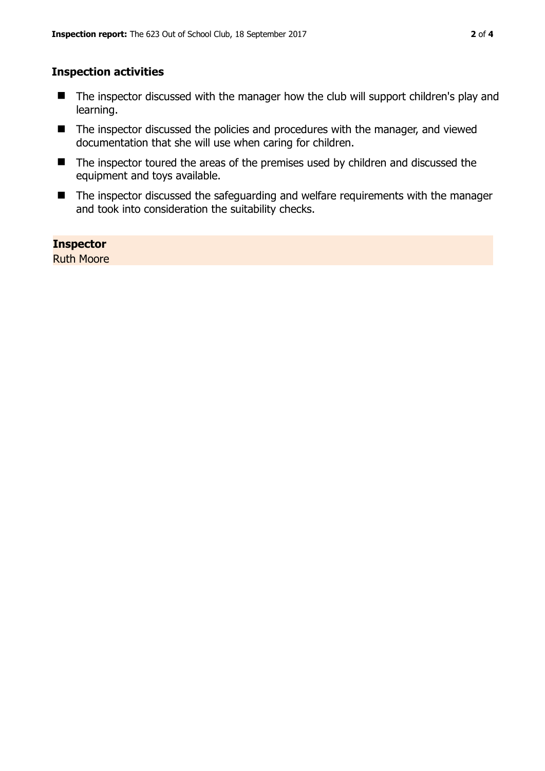## Inspection activities

- The inspector discussed with the manager how the club will support children's play and learning.
- The inspector discussed the policies and procedures with the manager, and viewed documentation that she will use when caring for children.
- The inspector toured the areas of the premises used by children and discussed the equipment and toys available.
- The inspector discussed the safeguarding and welfare requirements with the manager and took into consideration the suitability checks.

**Inspector**
Ruth Moore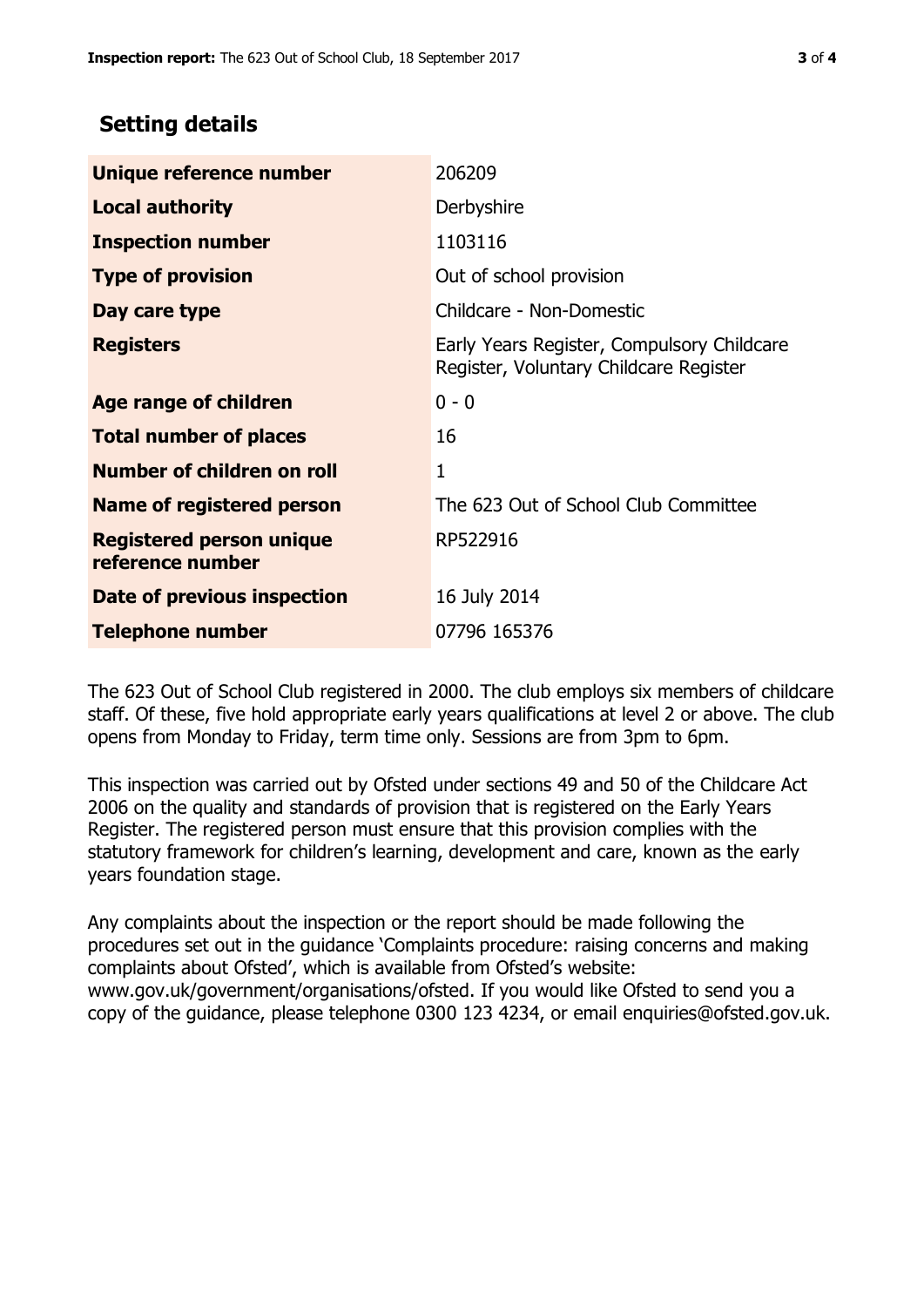## Setting details

| | |
|---|---|
| **Unique reference number** | 206209 |
| **Local authority** | Derbyshire |
| **Inspection number** | 1103116 |
| **Type of provision** | Out of school provision |
| **Day care type** | Childcare - Non-Domestic |
| **Registers** | Early Years Register, Compulsory Childcare Register, Voluntary Childcare Register |
| **Age range of children** | 0 - 0 |
| **Total number of places** | 16 |
| **Number of children on roll** | 1 |
| **Name of registered person** | The 623 Out of School Club Committee |
| **Registered person unique reference number** | RP522916 |
| **Date of previous inspection** | 16 July 2014 |
| **Telephone number** | 07796 165376 |

The 623 Out of School Club registered in 2000. The club employs six members of childcare staff. Of these, five hold appropriate early years qualifications at level 2 or above. The club opens from Monday to Friday, term time only. Sessions are from 3pm to 6pm.

This inspection was carried out by Ofsted under sections 49 and 50 of the Childcare Act 2006 on the quality and standards of provision that is registered on the Early Years Register. The registered person must ensure that this provision complies with the statutory framework for children's learning, development and care, known as the early years foundation stage.

Any complaints about the inspection or the report should be made following the procedures set out in the guidance 'Complaints procedure: raising concerns and making complaints about Ofsted', which is available from Ofsted's website: www.gov.uk/government/organisations/ofsted. If you would like Ofsted to send you a copy of the guidance, please telephone 0300 123 4234, or email enquiries@ofsted.gov.uk.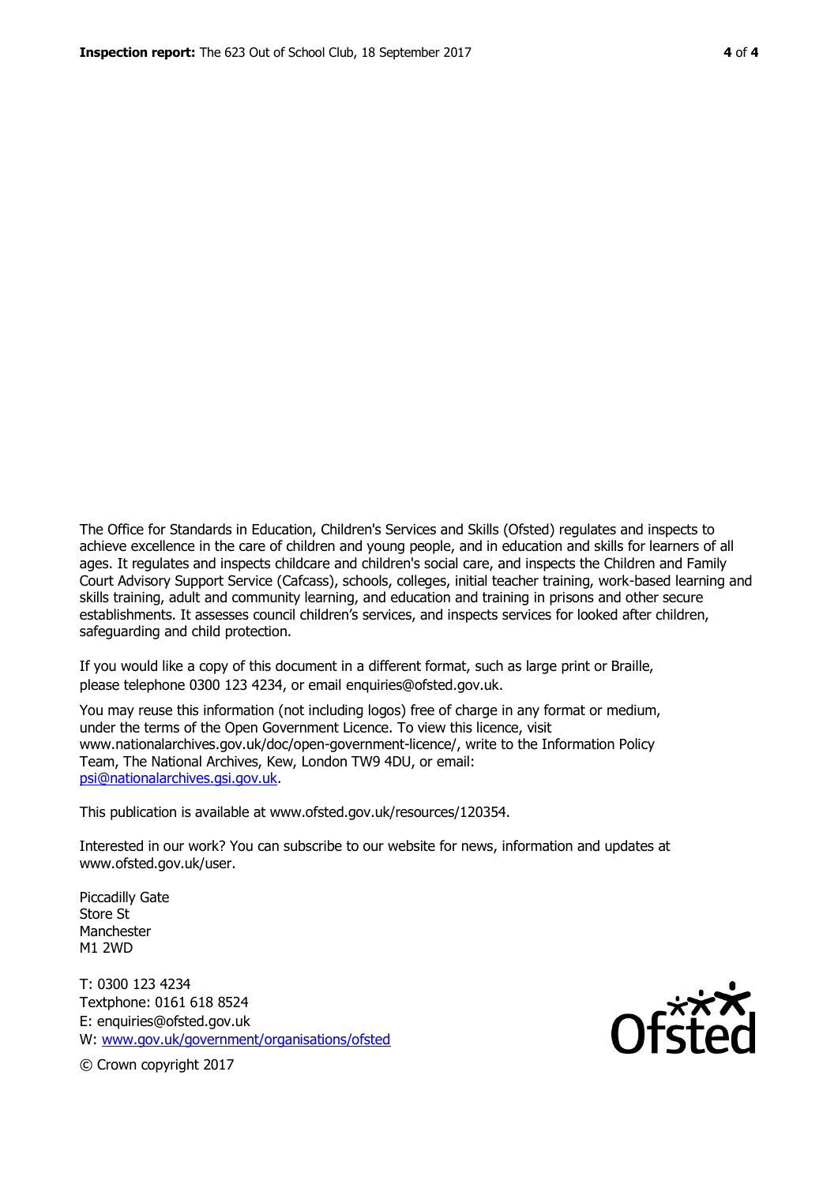The Office for Standards in Education, Children's Services and Skills (Ofsted) regulates and inspects to achieve excellence in the care of children and young people, and in education and skills for learners of all ages. It regulates and inspects childcare and children's social care, and inspects the Children and Family Court Advisory Support Service (Cafcass), schools, colleges, initial teacher training, work-based learning and skills training, adult and community learning, and education and training in prisons and other secure establishments. It assesses council children's services, and inspects services for looked after children, safeguarding and child protection.

If you would like a copy of this document in a different format, such as large print or Braille, please telephone 0300 123 4234, or email enquiries@ofsted.gov.uk.

You may reuse this information (not including logos) free of charge in any format or medium, under the terms of the Open Government Licence. To view this licence, visit www.nationalarchives.gov.uk/doc/open-government-licence/, write to the Information Policy Team, The National Archives, Kew, London TW9 4DU, or email: psi@nationalarchives.gsi.gov.uk.

This publication is available at www.ofsted.gov.uk/resources/120354.

Interested in our work? You can subscribe to our website for news, information and updates at www.ofsted.gov.uk/user.

Piccadilly Gate
Store St
Manchester
M1 2WD

T: 0300 123 4234
Textphone: 0161 618 8524
E: enquiries@ofsted.gov.uk
W: www.gov.uk/government/organisations/ofsted

© Crown copyright 2017

Ofsted